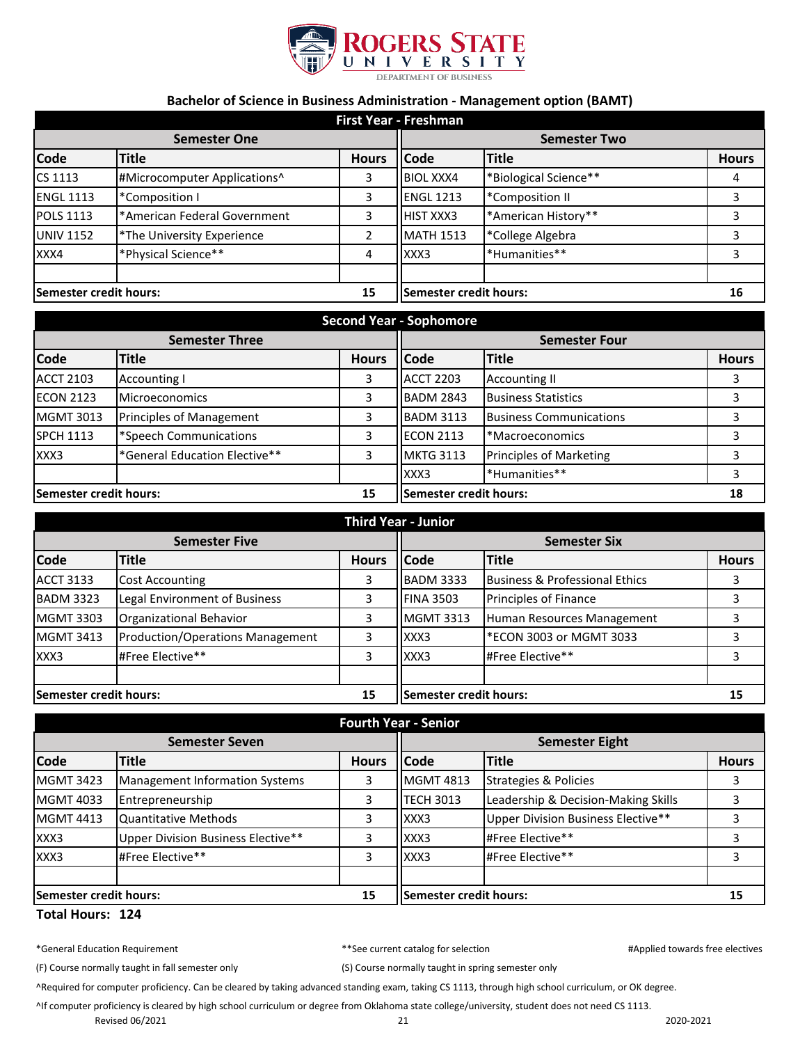ROGERS STATE UNIVERSITY
DEPARTMENT OF BUSINESS

## Bachelor of Science in Business Administration - Management option (BAMT)

### First Year - Freshman

| Semester One | | | Semester Two | | |
|---|---|---|---|---|---|
| **Code** | **Title** | **Hours** | **Code** | **Title** | **Hours** |
| CS 1113 | #Microcomputer Applications^ | 3 | BIOL XXX4 | *Biological Science** | 4 |
| ENGL 1113 | *Composition I | 3 | ENGL 1213 | *Composition II | 3 |
| POLS 1113 | *American Federal Government | 3 | HIST XXX3 | *American History** | 3 |
| UNIV 1152 | *The University Experience | 2 | MATH 1513 | *College Algebra | 3 |
| XXX4 | *Physical Science** | 4 | XXX3 | *Humanities** | 3 |
| | | | | | |
| **Semester credit hours:** | | **15** | **Semester credit hours:** | | **16** |

### Second Year - Sophomore

| Semester Three | | | Semester Four | | |
|---|---|---|---|---|---|
| **Code** | **Title** | **Hours** | **Code** | **Title** | **Hours** |
| ACCT 2103 | Accounting I | 3 | ACCT 2203 | Accounting II | 3 |
| ECON 2123 | Microeconomics | 3 | BADM 2843 | Business Statistics | 3 |
| MGMT 3013 | Principles of Management | 3 | BADM 3113 | Business Communications | 3 |
| SPCH 1113 | *Speech Communications | 3 | ECON 2113 | *Macroeconomics | 3 |
| XXX3 | *General Education Elective** | 3 | MKTG 3113 | Principles of Marketing | 3 |
| | | | XXX3 | *Humanities** | 3 |
| **Semester credit hours:** | | **15** | **Semester credit hours:** | | **18** |

### Third Year - Junior

| Semester Five | | | Semester Six | | |
|---|---|---|---|---|---|
| **Code** | **Title** | **Hours** | **Code** | **Title** | **Hours** |
| ACCT 3133 | Cost Accounting | 3 | BADM 3333 | Business & Professional Ethics | 3 |
| BADM 3323 | Legal Environment of Business | 3 | FINA 3503 | Principles of Finance | 3 |
| MGMT 3303 | Organizational Behavior | 3 | MGMT 3313 | Human Resources Management | 3 |
| MGMT 3413 | Production/Operations Management | 3 | XXX3 | *ECON 3003 or MGMT 3033 | 3 |
| XXX3 | #Free Elective** | 3 | XXX3 | #Free Elective** | 3 |
| | | | | | |
| **Semester credit hours:** | | **15** | **Semester credit hours:** | | **15** |

### Fourth Year - Senior

| Semester Seven | | | Semester Eight | | |
|---|---|---|---|---|---|
| **Code** | **Title** | **Hours** | **Code** | **Title** | **Hours** |
| MGMT 3423 | Management Information Systems | 3 | MGMT 4813 | Strategies & Policies | 3 |
| MGMT 4033 | Entrepreneurship | 3 | TECH 3013 | Leadership & Decision-Making Skills | 3 |
| MGMT 4413 | Quantitative Methods | 3 | XXX3 | Upper Division Business Elective** | 3 |
| XXX3 | Upper Division Business Elective** | 3 | XXX3 | #Free Elective** | 3 |
| XXX3 | #Free Elective** | 3 | XXX3 | #Free Elective** | 3 |
| | | | | | |
| **Semester credit hours:** | | **15** | **Semester credit hours:** | | **15** |

**Total Hours: 124**

*General Education Requirement &emsp; **See current catalog for selection &emsp; #Applied towards free electives

(F) Course normally taught in fall semester only &emsp; (S) Course normally taught in spring semester only

^Required for computer proficiency. Can be cleared by taking advanced standing exam, taking CS 1113, through high school curriculum, or OK degree.

^If computer proficiency is cleared by high school curriculum or degree from Oklahoma state college/university, student does not need CS 1113.

Revised 06/2021 &emsp; 2020-2021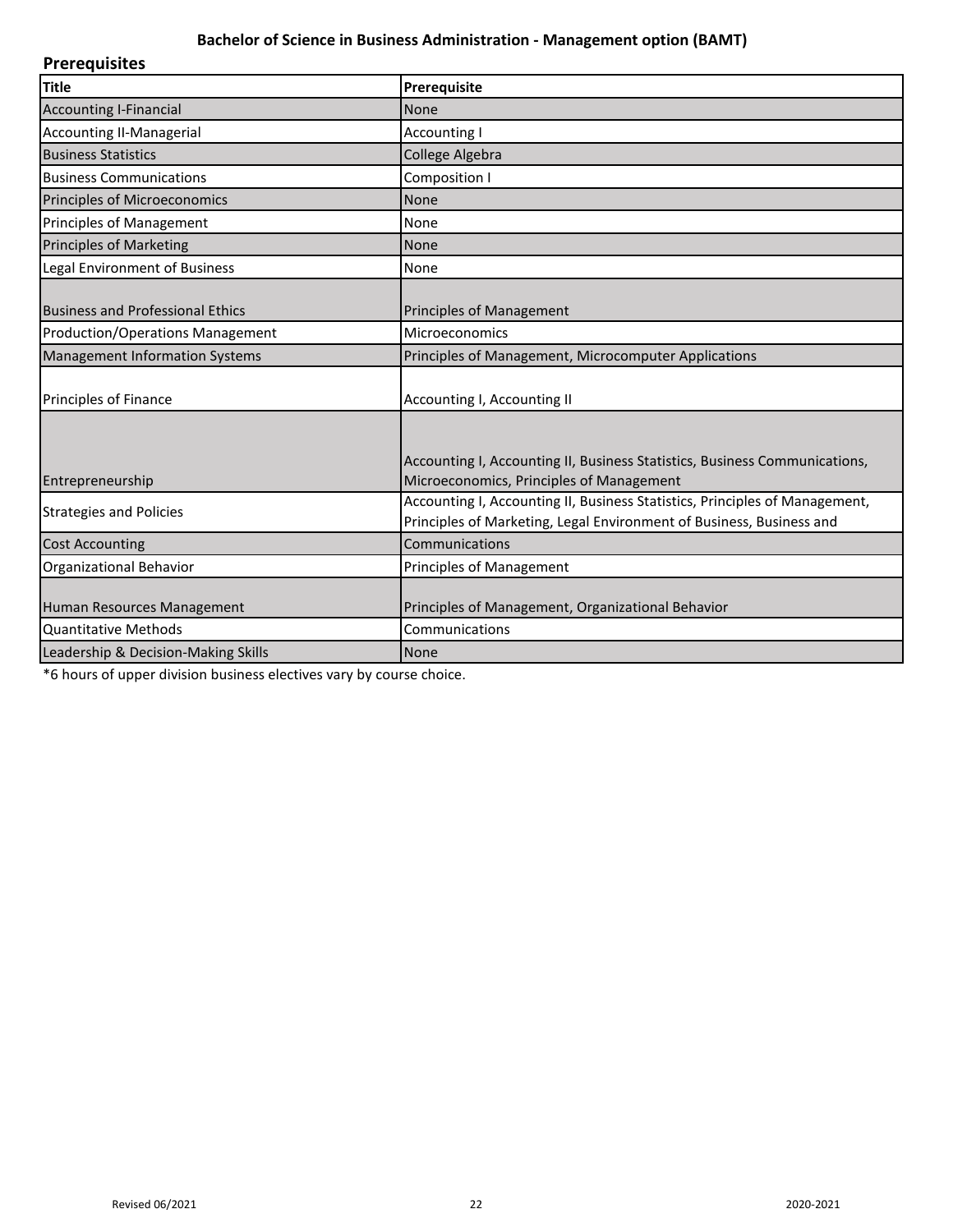**Bachelor of Science in Business Administration - Management option (BAMT)**

## Prerequisites

| Title | Prerequisite |
|---|---|
| Accounting I-Financial | None |
| Accounting II-Managerial | Accounting I |
| Business Statistics | College Algebra |
| Business Communications | Composition I |
| Principles of Microeconomics | None |
| Principles of Management | None |
| Principles of Marketing | None |
| Legal Environment of Business | None |
| Business and Professional Ethics | Principles of Management |
| Production/Operations Management | Microeconomics |
| Management Information Systems | Principles of Management, Microcomputer Applications |
| Principles of Finance | Accounting I, Accounting II |
| Entrepreneurship | Accounting I, Accounting II, Business Statistics, Business Communications, Microeconomics, Principles of Management |
| Strategies and Policies | Accounting I, Accounting II, Business Statistics, Principles of Management, Principles of Marketing, Legal Environment of Business, Business and |
| Cost Accounting | Communications |
| Organizational Behavior | Principles of Management |
| Human Resources Management | Principles of Management, Organizational Behavior |
| Quantitative Methods | Communications |
| Leadership & Decision-Making Skills | None |

*6 hours of upper division business electives vary by course choice.